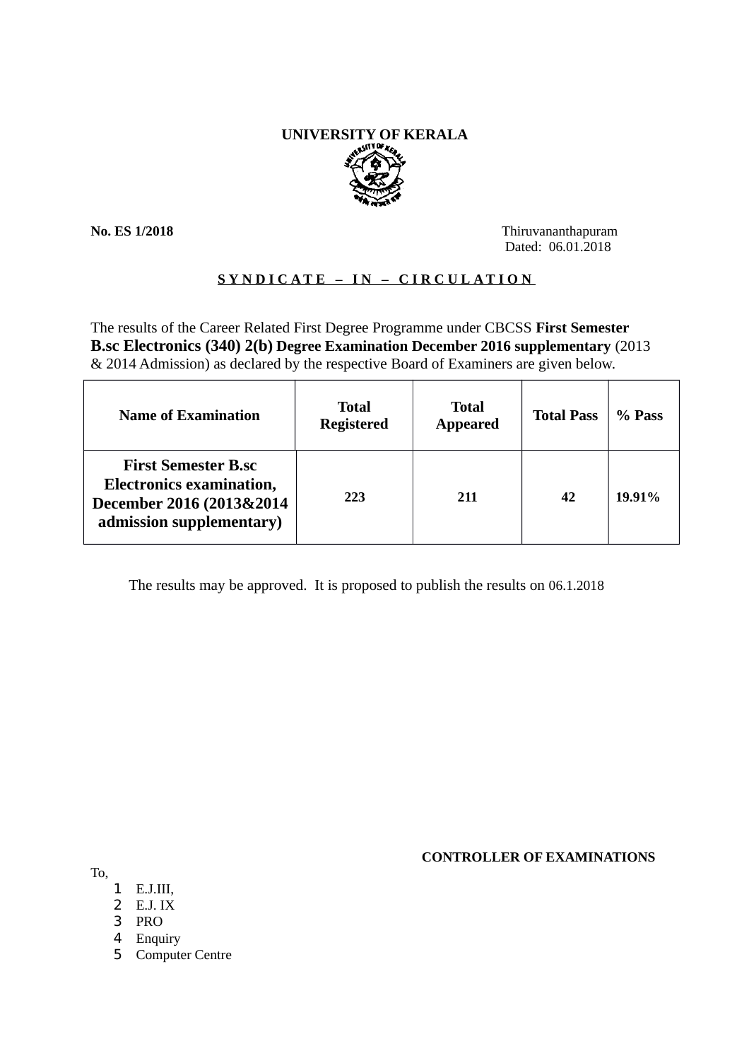# UNIVERSITY OF KERALA

**No. ES 1/2018** Thiruvananthapuram
Dated: 06.01.2018

**S Y N D I C A T E – I N – C I R C U L A T I O N**

The results of the Career Related First Degree Programme under CBCSS **First Semester B.sc Electronics (340) 2(b) Degree Examination December 2016 supplementary** (2013 & 2014 Admission) as declared by the respective Board of Examiners are given below.

| Name of Examination | Total Registered | Total Appeared | Total Pass | % Pass |
|---|---|---|---|---|
| **First Semester B.sc Electronics examination, December 2016 (2013&2014 admission supplementary)** | **223** | **211** | **42** | **19.91%** |

The results may be approved. It is proposed to publish the results on 06.1.2018

**CONTROLLER OF EXAMINATIONS**

To,

1. E.J.III,
2. E.J. IX
3. PRO
4. Enquiry
5. Computer Centre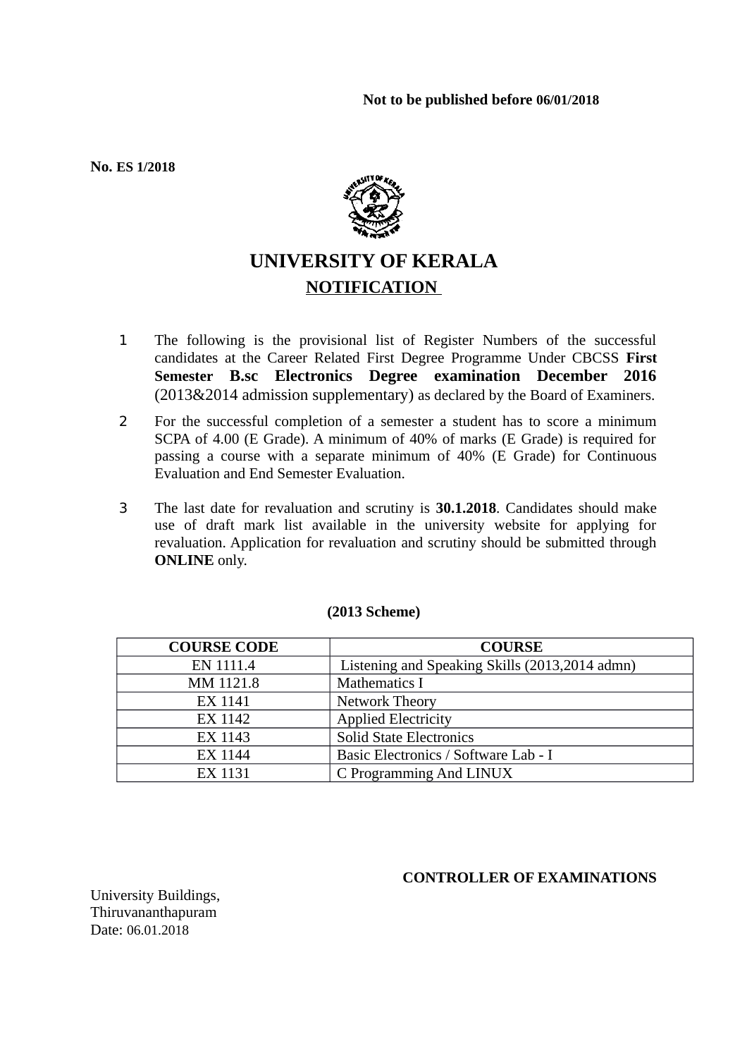**Not to be published before 06/01/2018**

**No. ES 1/2018**

# UNIVERSITY OF KERALA

## NOTIFICATION

1. The following is the provisional list of Register Numbers of the successful candidates at the Career Related First Degree Programme Under CBCSS **First Semester B.sc Electronics Degree examination December 2016** (2013&2014 admission supplementary) as declared by the Board of Examiners.

2. For the successful completion of a semester a student has to score a minimum SCPA of 4.00 (E Grade). A minimum of 40% of marks (E Grade) is required for passing a course with a separate minimum of 40% (E Grade) for Continuous Evaluation and End Semester Evaluation.

3. The last date for revaluation and scrutiny is **30.1.2018**. Candidates should make use of draft mark list available in the university website for applying for revaluation. Application for revaluation and scrutiny should be submitted through **ONLINE** only.

**(2013 Scheme)**

| COURSE CODE | COURSE |
|---|---|
| EN 1111.4 | Listening and Speaking Skills (2013,2014 admn) |
| MM 1121.8 | Mathematics I |
| EX 1141 | Network Theory |
| EX 1142 | Applied Electricity |
| EX 1143 | Solid State Electronics |
| EX 1144 | Basic Electronics / Software Lab - I |
| EX 1131 | C Programming And LINUX |

**CONTROLLER OF EXAMINATIONS**

University Buildings,
Thiruvananthapuram
Date: 06.01.2018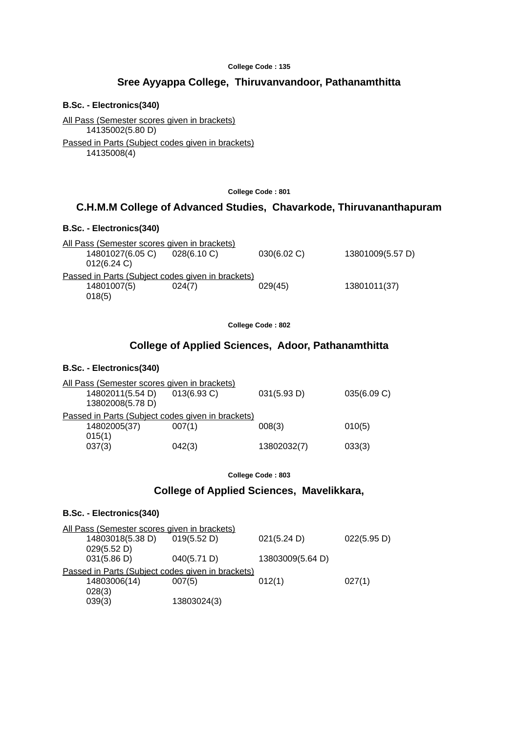College Code : 135

## Sree Ayyappa College, Thiruvanvandoor, Pathanamthitta

### B.Sc. - Electronics(340)

All Pass (Semester scores given in brackets)

14135002(5.80 D)

Passed in Parts (Subject codes given in brackets)

14135008(4)

College Code : 801

## C.H.M.M College of Advanced Studies, Chavarkode, Thiruvananthapuram

### B.Sc. - Electronics(340)

All Pass (Semester scores given in brackets)

14801027(6.05 C) 028(6.10 C) 030(6.02 C) 13801009(5.57 D) 012(6.24 C)

Passed in Parts (Subject codes given in brackets)

14801007(5) 024(7) 029(45) 13801011(37) 018(5)

College Code : 802

## College of Applied Sciences, Adoor, Pathanamthitta

### B.Sc. - Electronics(340)

All Pass (Semester scores given in brackets)

14802011(5.54 D) 013(6.93 C) 031(5.93 D) 035(6.09 C) 13802008(5.78 D)

Passed in Parts (Subject codes given in brackets)

14802005(37) 007(1) 008(3) 010(5) 015(1) 037(3) 042(3) 13802032(7) 033(3)

College Code : 803

## College of Applied Sciences, Mavelikkara,

### B.Sc. - Electronics(340)

All Pass (Semester scores given in brackets)

14803018(5.38 D) 019(5.52 D) 021(5.24 D) 022(5.95 D) 029(5.52 D) 031(5.86 D) 040(5.71 D) 13803009(5.64 D)

Passed in Parts (Subject codes given in brackets)

14803006(14) 007(5) 012(1) 027(1) 028(3) 039(3) 13803024(3)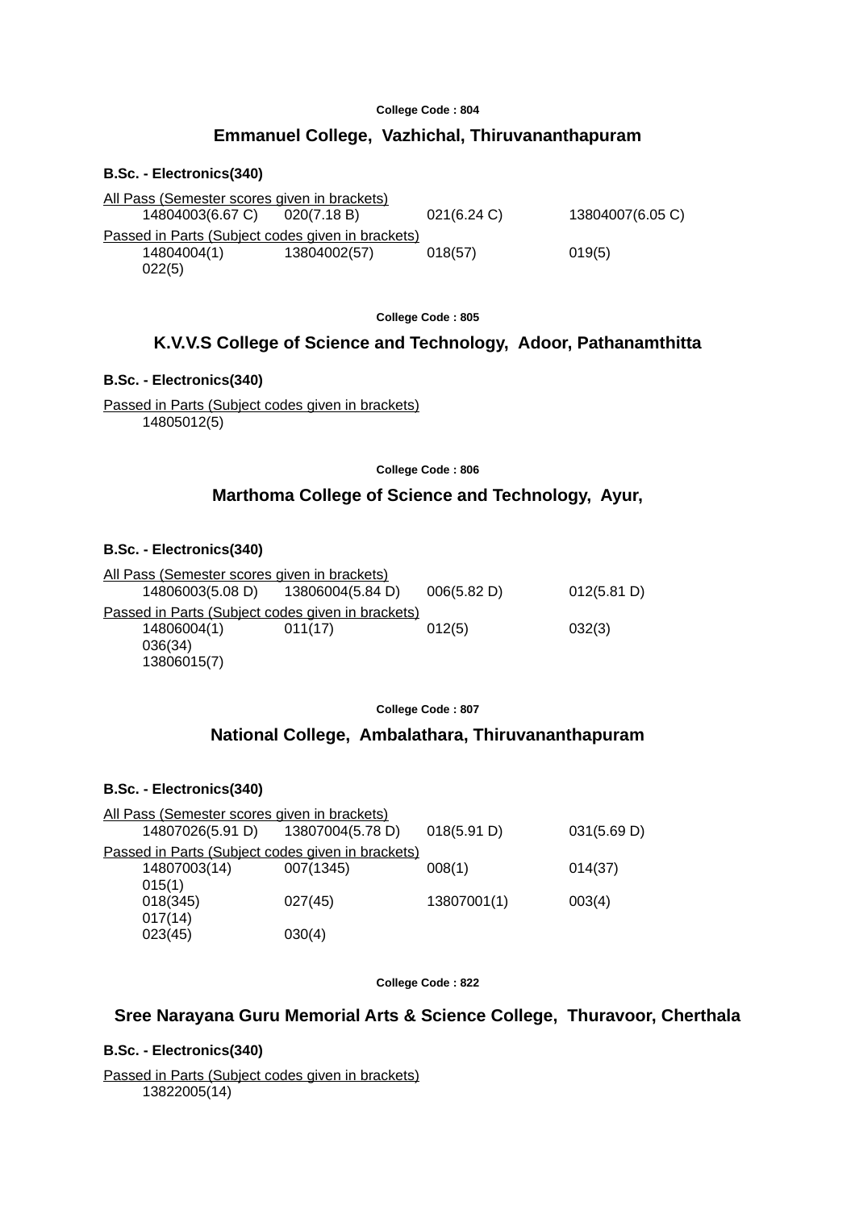College Code : 804

## Emmanuel College, Vazhichal, Thiruvananthapuram

**B.Sc. - Electronics(340)**

All Pass (Semester scores given in brackets)

14804003(6.67 C) 020(7.18 B) 021(6.24 C) 13804007(6.05 C)

Passed in Parts (Subject codes given in brackets)

14804004(1) 13804002(57) 018(57) 019(5)
022(5)

College Code : 805

## K.V.V.S College of Science and Technology, Adoor, Pathanamthitta

**B.Sc. - Electronics(340)**

Passed in Parts (Subject codes given in brackets)

14805012(5)

College Code : 806

## Marthoma College of Science and Technology, Ayur,

**B.Sc. - Electronics(340)**

All Pass (Semester scores given in brackets)

14806003(5.08 D) 13806004(5.84 D) 006(5.82 D) 012(5.81 D)

Passed in Parts (Subject codes given in brackets)

14806004(1) 011(17) 012(5) 032(3)
036(34)
13806015(7)

College Code : 807

## National College, Ambalathara, Thiruvananthapuram

**B.Sc. - Electronics(340)**

All Pass (Semester scores given in brackets)

14807026(5.91 D) 13807004(5.78 D) 018(5.91 D) 031(5.69 D)

Passed in Parts (Subject codes given in brackets)

14807003(14) 007(1345) 008(1) 014(37)
015(1)
018(345) 027(45) 13807001(1) 003(4)
017(14)
023(45) 030(4)

College Code : 822

## Sree Narayana Guru Memorial Arts & Science College, Thuravoor, Cherthala

**B.Sc. - Electronics(340)**

Passed in Parts (Subject codes given in brackets)

13822005(14)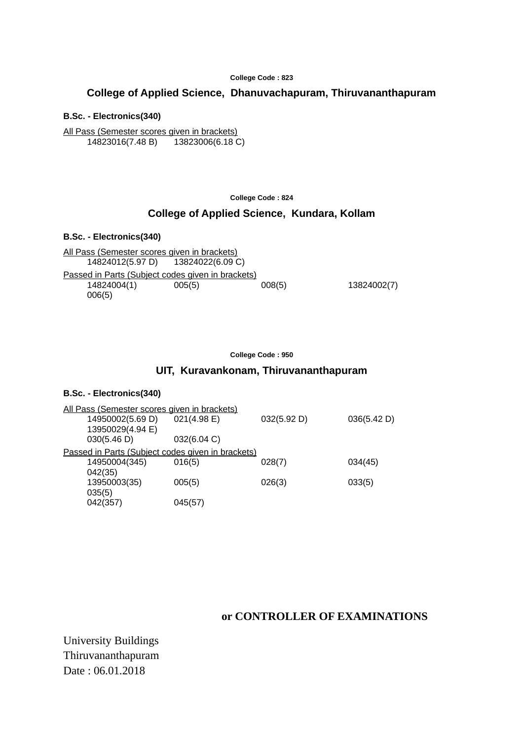College Code : 823

## College of Applied Science, Dhanuvachapuram, Thiruvananthapuram

**B.Sc. - Electronics(340)**

All Pass (Semester scores given in brackets)

14823016(7.48 B) 13823006(6.18 C)

College Code : 824

## College of Applied Science, Kundara, Kollam

**B.Sc. - Electronics(340)**

All Pass (Semester scores given in brackets)

14824012(5.97 D) 13824022(6.09 C)

Passed in Parts (Subject codes given in brackets)

14824004(1) 005(5) 008(5) 13824002(7)
006(5)

College Code : 950

## UIT, Kuravankonam, Thiruvananthapuram

**B.Sc. - Electronics(340)**

All Pass (Semester scores given in brackets)

14950002(5.69 D) 021(4.98 E) 032(5.92 D) 036(5.42 D)
13950029(4.94 E)
030(5.46 D) 032(6.04 C)

Passed in Parts (Subject codes given in brackets)

14950004(345) 016(5) 028(7) 034(45)
042(35)
13950003(35) 005(5) 026(3) 033(5)
035(5)
042(357) 045(57)

**or CONTROLLER OF EXAMINATIONS**

University Buildings
Thiruvananthapuram
Date : 06.01.2018